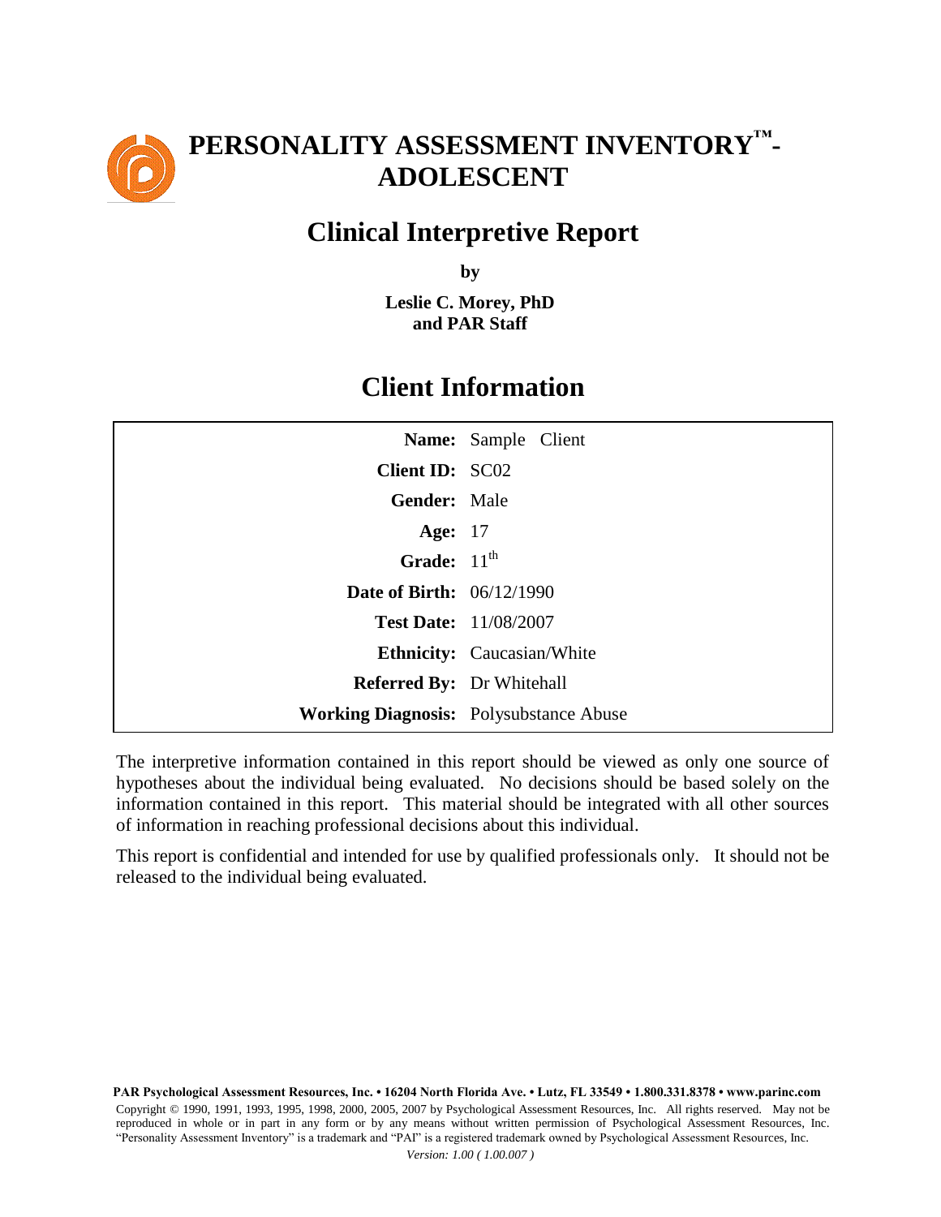# PERSONALITY ASSESSMENT INVENTORY™-ADOLESCENT

## Clinical Interpretive Report

**by**

**Leslie C. Morey, PhD**
**and PAR Staff**

## Client Information

| | |
|---|---|
| **Name:** | Sample Client |
| **Client ID:** | SC02 |
| **Gender:** | Male |
| **Age:** | 17 |
| **Grade:** | 11th |
| **Date of Birth:** | 06/12/1990 |
| **Test Date:** | 11/08/2007 |
| **Ethnicity:** | Caucasian/White |
| **Referred By:** | Dr Whitehall |
| **Working Diagnosis:** | Polysubstance Abuse |

The interpretive information contained in this report should be viewed as only one source of hypotheses about the individual being evaluated. No decisions should be based solely on the information contained in this report. This material should be integrated with all other sources of information in reaching professional decisions about this individual.

This report is confidential and intended for use by qualified professionals only. It should not be released to the individual being evaluated.

**PAR Psychological Assessment Resources, Inc. • 16204 North Florida Ave. • Lutz, FL 33549 • 1.800.331.8378 • www.parinc.com**

Copyright © 1990, 1991, 1993, 1995, 1998, 2000, 2005, 2007 by Psychological Assessment Resources, Inc. All rights reserved. May not be reproduced in whole or in part in any form or by any means without written permission of Psychological Assessment Resources, Inc. "Personality Assessment Inventory" is a trademark and "PAI" is a registered trademark owned by Psychological Assessment Resources, Inc.

*Version: 1.00 ( 1.00.007 )*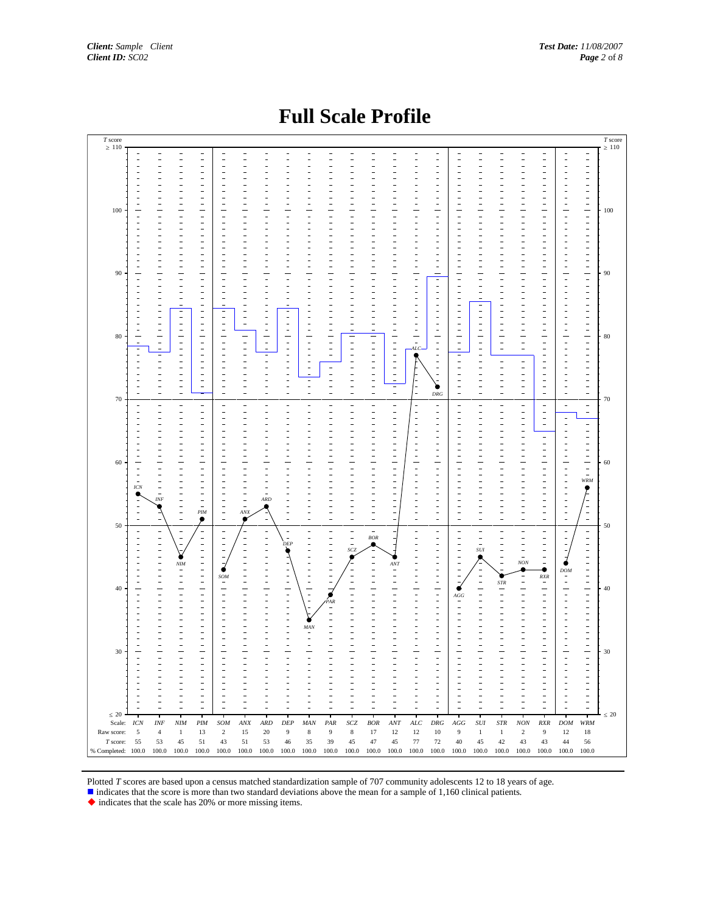**Client:** *Sample Client*
**Client ID:** *SC02*

**Test Date:** *11/08/2007*

# Full Scale Profile

| Scale: | ICN | INF | NIM | PIM | SOM | ANX | ARD | DEP | MAN | PAR | SCZ | BOR | ANT | ALC | DRG | AGG | SUI | STR | NON | RXR | DOM | WRM |
|---|---|---|---|---|---|---|---|---|---|---|---|---|---|---|---|---|---|---|---|---|---|---|
| Raw score: | 5 | 4 | 1 | 13 | 2 | 15 | 20 | 9 | 8 | 9 | 8 | 17 | 12 | 12 | 10 | 9 | 1 | 1 | 2 | 9 | 12 | 18 |
| *T* score: | 55 | 53 | 45 | 51 | 43 | 51 | 53 | 46 | 35 | 39 | 45 | 47 | 45 | 77 | 72 | 40 | 45 | 42 | 43 | 43 | 44 | 56 |
| % Completed: | 100.0 | 100.0 | 100.0 | 100.0 | 100.0 | 100.0 | 100.0 | 100.0 | 100.0 | 100.0 | 100.0 | 100.0 | 100.0 | 100.0 | 100.0 | 100.0 | 100.0 | 100.0 | 100.0 | 100.0 | 100.0 | 100.0 |

Plotted *T* scores are based upon a census matched standardization sample of 707 community adolescents 12 to 18 years of age.

■ indicates that the score is more than two standard deviations above the mean for a sample of 1,160 clinical patients.

◆ indicates that the scale has 20% or more missing items.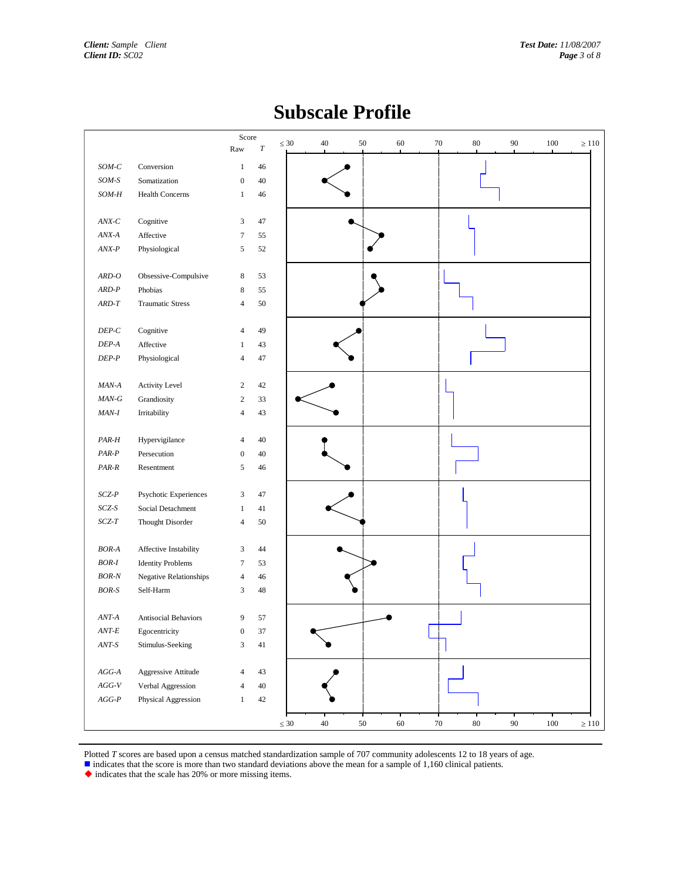# Subscale Profile

| Scale | Subscale | Raw | T |
|---|---|---|---|
| *SOM-C* | Conversion | 1 | 46 |
| *SOM-S* | Somatization | 0 | 40 |
| *SOM-H* | Health Concerns | 1 | 46 |
| *ANX-C* | Cognitive | 3 | 47 |
| *ANX-A* | Affective | 7 | 55 |
| *ANX-P* | Physiological | 5 | 52 |
| *ARD-O* | Obsessive-Compulsive | 8 | 53 |
| *ARD-P* | Phobias | 8 | 55 |
| *ARD-T* | Traumatic Stress | 4 | 50 |
| *DEP-C* | Cognitive | 4 | 49 |
| *DEP-A* | Affective | 1 | 43 |
| *DEP-P* | Physiological | 4 | 47 |
| *MAN-A* | Activity Level | 2 | 42 |
| *MAN-G* | Grandiosity | 2 | 33 |
| *MAN-I* | Irritability | 4 | 43 |
| *PAR-H* | Hypervigilance | 4 | 40 |
| *PAR-P* | Persecution | 0 | 40 |
| *PAR-R* | Resentment | 5 | 46 |
| *SCZ-P* | Psychotic Experiences | 3 | 47 |
| *SCZ-S* | Social Detachment | 1 | 41 |
| *SCZ-T* | Thought Disorder | 4 | 50 |
| *BOR-A* | Affective Instability | 3 | 44 |
| *BOR-I* | Identity Problems | 7 | 53 |
| *BOR-N* | Negative Relationships | 4 | 46 |
| *BOR-S* | Self-Harm | 3 | 48 |
| *ANT-A* | Antisocial Behaviors | 9 | 57 |
| *ANT-E* | Egocentricity | 0 | 37 |
| *ANT-S* | Stimulus-Seeking | 3 | 41 |
| *AGG-A* | Aggressive Attitude | 4 | 43 |
| *AGG-V* | Verbal Aggression | 4 | 40 |
| *AGG-P* | Physical Aggression | 1 | 42 |

Plotted *T* scores are based upon a census matched standardization sample of 707 community adolescents 12 to 18 years of age.
■ indicates that the score is more than two standard deviations above the mean for a sample of 1,160 clinical patients.
◆ indicates that the scale has 20% or more missing items.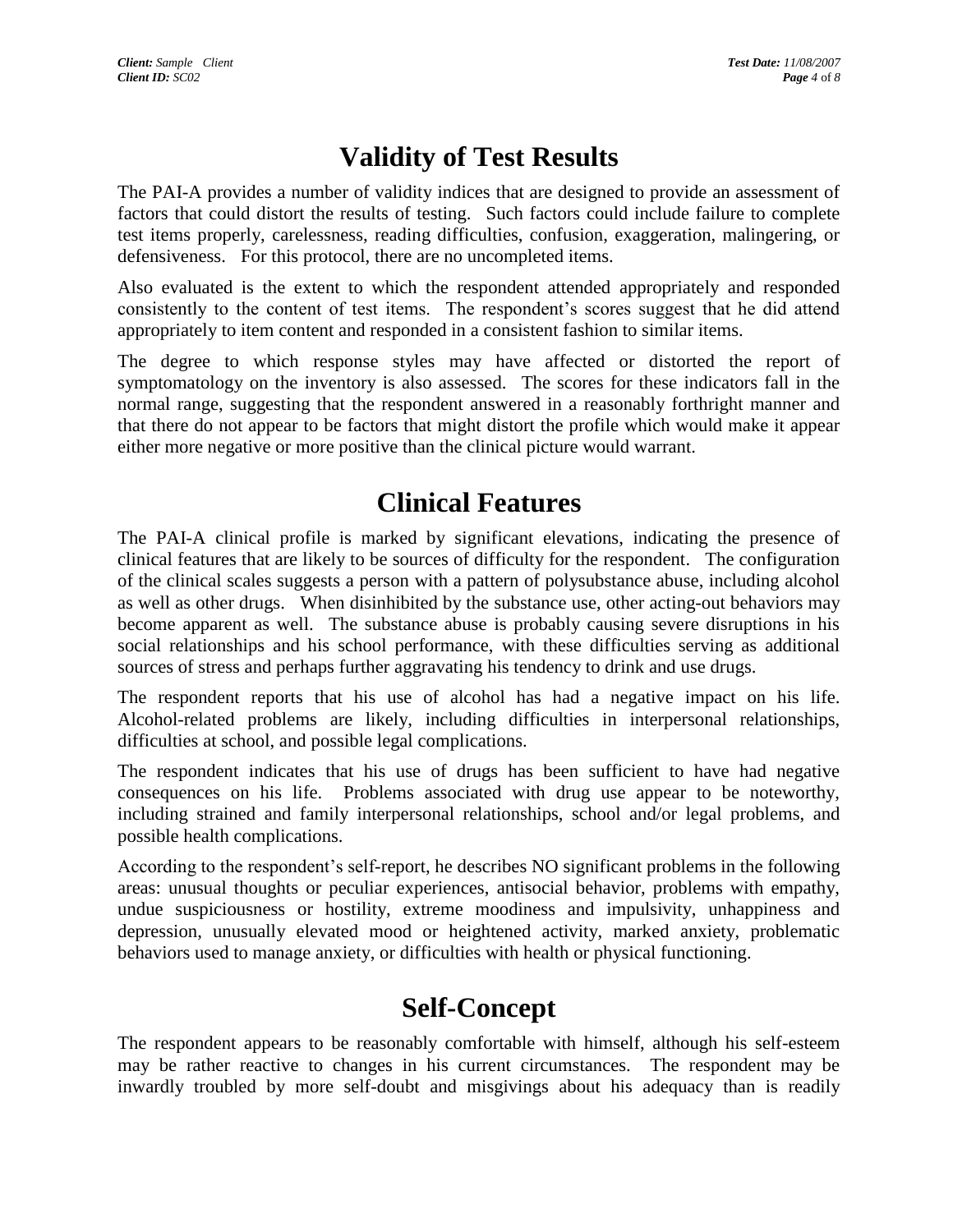# Validity of Test Results

The PAI-A provides a number of validity indices that are designed to provide an assessment of factors that could distort the results of testing. Such factors could include failure to complete test items properly, carelessness, reading difficulties, confusion, exaggeration, malingering, or defensiveness. For this protocol, there are no uncompleted items.

Also evaluated is the extent to which the respondent attended appropriately and responded consistently to the content of test items. The respondent's scores suggest that he did attend appropriately to item content and responded in a consistent fashion to similar items.

The degree to which response styles may have affected or distorted the report of symptomatology on the inventory is also assessed. The scores for these indicators fall in the normal range, suggesting that the respondent answered in a reasonably forthright manner and that there do not appear to be factors that might distort the profile which would make it appear either more negative or more positive than the clinical picture would warrant.

# Clinical Features

The PAI-A clinical profile is marked by significant elevations, indicating the presence of clinical features that are likely to be sources of difficulty for the respondent. The configuration of the clinical scales suggests a person with a pattern of polysubstance abuse, including alcohol as well as other drugs. When disinhibited by the substance use, other acting-out behaviors may become apparent as well. The substance abuse is probably causing severe disruptions in his social relationships and his school performance, with these difficulties serving as additional sources of stress and perhaps further aggravating his tendency to drink and use drugs.

The respondent reports that his use of alcohol has had a negative impact on his life. Alcohol-related problems are likely, including difficulties in interpersonal relationships, difficulties at school, and possible legal complications.

The respondent indicates that his use of drugs has been sufficient to have had negative consequences on his life. Problems associated with drug use appear to be noteworthy, including strained and family interpersonal relationships, school and/or legal problems, and possible health complications.

According to the respondent's self-report, he describes NO significant problems in the following areas: unusual thoughts or peculiar experiences, antisocial behavior, problems with empathy, undue suspiciousness or hostility, extreme moodiness and impulsivity, unhappiness and depression, unusually elevated mood or heightened activity, marked anxiety, problematic behaviors used to manage anxiety, or difficulties with health or physical functioning.

# Self-Concept

The respondent appears to be reasonably comfortable with himself, although his self-esteem may be rather reactive to changes in his current circumstances. The respondent may be inwardly troubled by more self-doubt and misgivings about his adequacy than is readily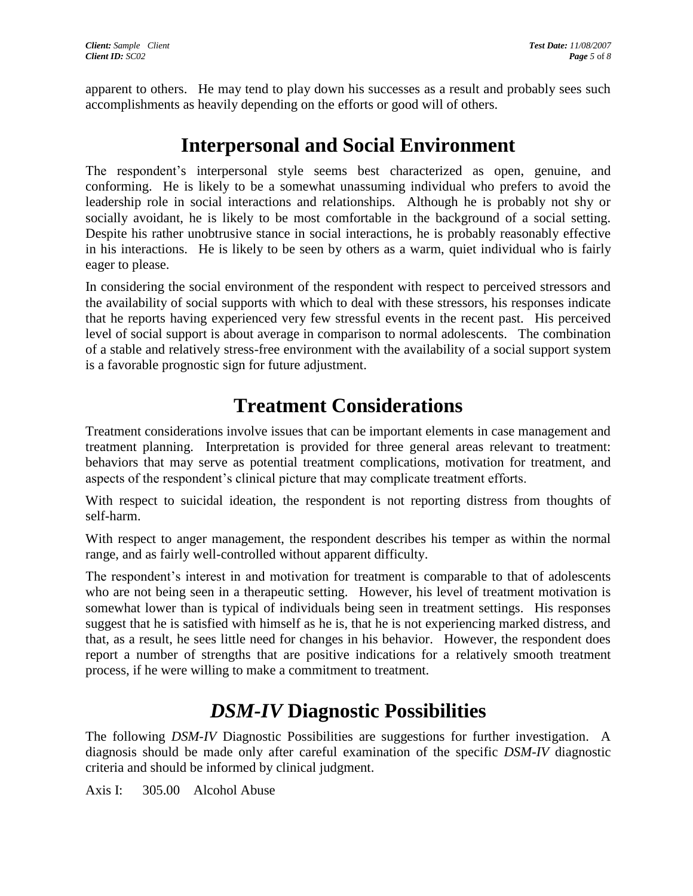apparent to others. He may tend to play down his successes as a result and probably sees such accomplishments as heavily depending on the efforts or good will of others.

# Interpersonal and Social Environment

The respondent's interpersonal style seems best characterized as open, genuine, and conforming. He is likely to be a somewhat unassuming individual who prefers to avoid the leadership role in social interactions and relationships. Although he is probably not shy or socially avoidant, he is likely to be most comfortable in the background of a social setting. Despite his rather unobtrusive stance in social interactions, he is probably reasonably effective in his interactions. He is likely to be seen by others as a warm, quiet individual who is fairly eager to please.

In considering the social environment of the respondent with respect to perceived stressors and the availability of social supports with which to deal with these stressors, his responses indicate that he reports having experienced very few stressful events in the recent past. His perceived level of social support is about average in comparison to normal adolescents. The combination of a stable and relatively stress-free environment with the availability of a social support system is a favorable prognostic sign for future adjustment.

# Treatment Considerations

Treatment considerations involve issues that can be important elements in case management and treatment planning. Interpretation is provided for three general areas relevant to treatment: behaviors that may serve as potential treatment complications, motivation for treatment, and aspects of the respondent's clinical picture that may complicate treatment efforts.

With respect to suicidal ideation, the respondent is not reporting distress from thoughts of self-harm.

With respect to anger management, the respondent describes his temper as within the normal range, and as fairly well-controlled without apparent difficulty.

The respondent's interest in and motivation for treatment is comparable to that of adolescents who are not being seen in a therapeutic setting. However, his level of treatment motivation is somewhat lower than is typical of individuals being seen in treatment settings. His responses suggest that he is satisfied with himself as he is, that he is not experiencing marked distress, and that, as a result, he sees little need for changes in his behavior. However, the respondent does report a number of strengths that are positive indications for a relatively smooth treatment process, if he were willing to make a commitment to treatment.

# *DSM-IV* Diagnostic Possibilities

The following *DSM-IV* Diagnostic Possibilities are suggestions for further investigation. A diagnosis should be made only after careful examination of the specific *DSM-IV* diagnostic criteria and should be informed by clinical judgment.

Axis I: 305.00 Alcohol Abuse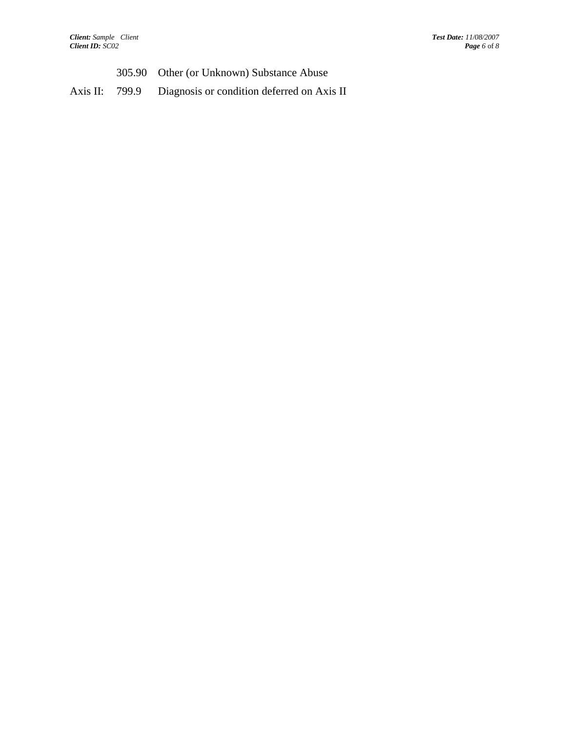| | | |
|---|---|---|
| | 305.90 | Other (or Unknown) Substance Abuse |
| Axis II: | 799.9 | Diagnosis or condition deferred on Axis II |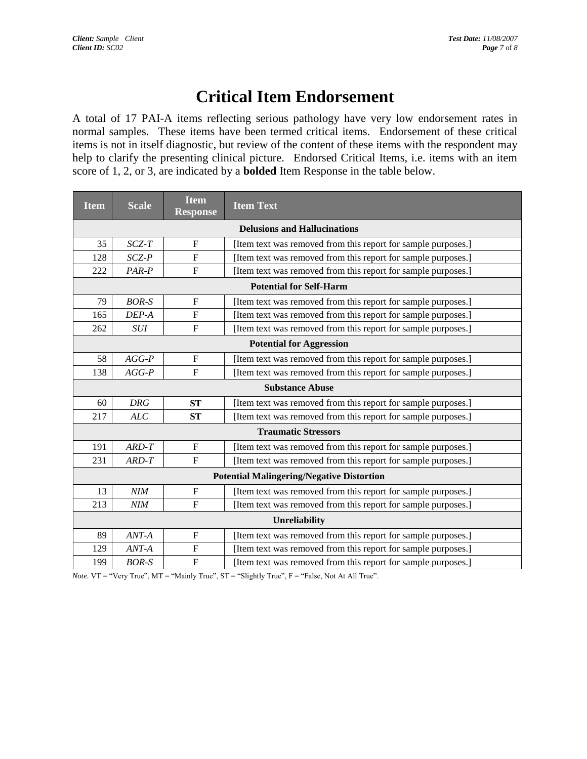# Critical Item Endorsement

A total of 17 PAI-A items reflecting serious pathology have very low endorsement rates in normal samples. These items have been termed critical items. Endorsement of these critical items is not in itself diagnostic, but review of the content of these items with the respondent may help to clarify the presenting clinical picture. Endorsed Critical Items, i.e. items with an item score of 1, 2, or 3, are indicated by a **bolded** Item Response in the table below.

| Item | Scale | Item Response | Item Text |
|---|---|---|---|
| | | **Delusions and Hallucinations** | |
| 35 | *SCZ-T* | F | [Item text was removed from this report for sample purposes.] |
| 128 | *SCZ-P* | F | [Item text was removed from this report for sample purposes.] |
| 222 | *PAR-P* | F | [Item text was removed from this report for sample purposes.] |
| | | **Potential for Self-Harm** | |
| 79 | *BOR-S* | F | [Item text was removed from this report for sample purposes.] |
| 165 | *DEP-A* | F | [Item text was removed from this report for sample purposes.] |
| 262 | *SUI* | F | [Item text was removed from this report for sample purposes.] |
| | | **Potential for Aggression** | |
| 58 | *AGG-P* | F | [Item text was removed from this report for sample purposes.] |
| 138 | *AGG-P* | F | [Item text was removed from this report for sample purposes.] |
| | | **Substance Abuse** | |
| 60 | *DRG* | **ST** | [Item text was removed from this report for sample purposes.] |
| 217 | *ALC* | **ST** | [Item text was removed from this report for sample purposes.] |
| | | **Traumatic Stressors** | |
| 191 | *ARD-T* | F | [Item text was removed from this report for sample purposes.] |
| 231 | *ARD-T* | F | [Item text was removed from this report for sample purposes.] |
| | | **Potential Malingering/Negative Distortion** | |
| 13 | *NIM* | F | [Item text was removed from this report for sample purposes.] |
| 213 | *NIM* | F | [Item text was removed from this report for sample purposes.] |
| | | **Unreliability** | |
| 89 | *ANT-A* | F | [Item text was removed from this report for sample purposes.] |
| 129 | *ANT-A* | F | [Item text was removed from this report for sample purposes.] |
| 199 | *BOR-S* | F | [Item text was removed from this report for sample purposes.] |

*Note.* VT = "Very True", MT = "Mainly True", ST = "Slightly True", F = "False, Not At All True".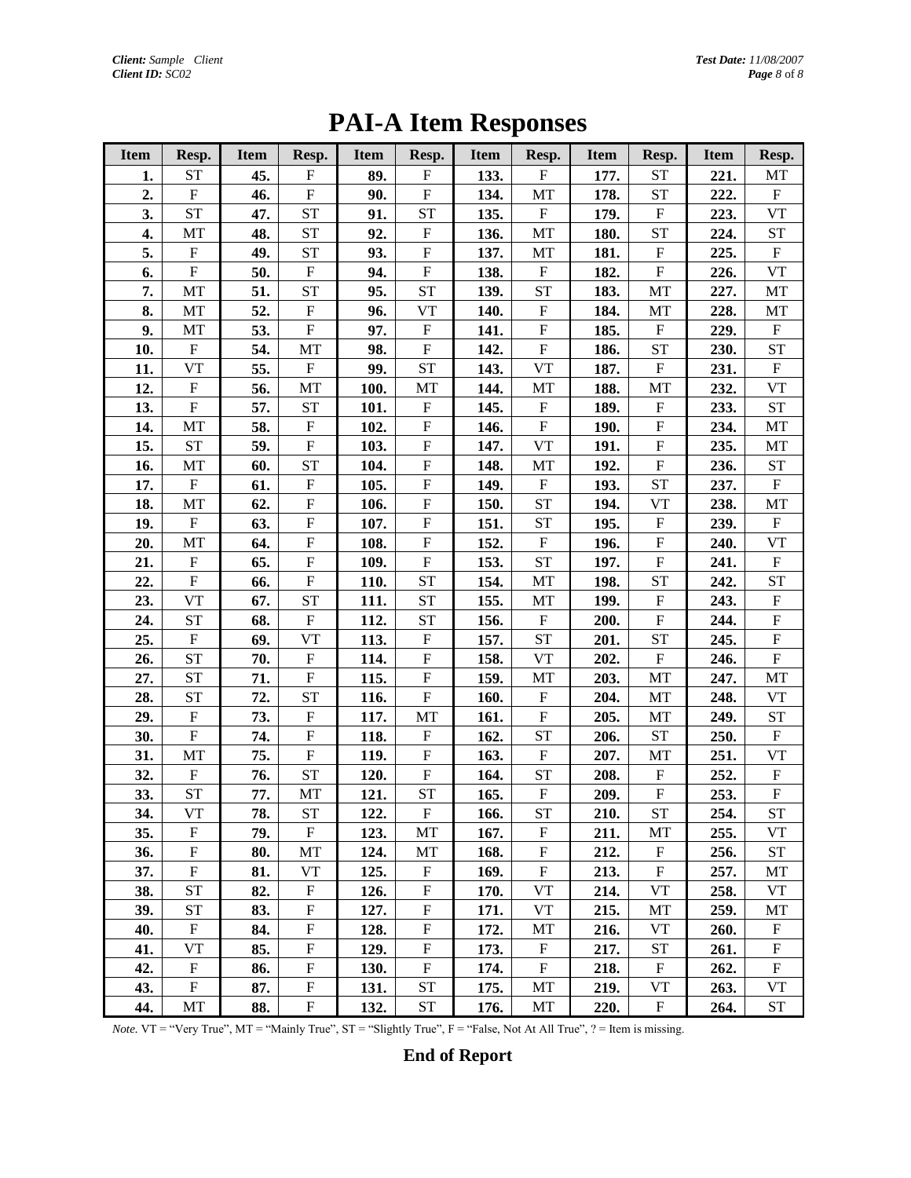# PAI-A Item Responses

| Item | Resp. | Item | Resp. | Item | Resp. | Item | Resp. | Item | Resp. | Item | Resp. |
|---|---|---|---|---|---|---|---|---|---|---|---|
| 1. | ST | 45. | F | 89. | F | 133. | F | 177. | ST | 221. | MT |
| 2. | F | 46. | F | 90. | F | 134. | MT | 178. | ST | 222. | F |
| 3. | ST | 47. | ST | 91. | ST | 135. | F | 179. | F | 223. | VT |
| 4. | MT | 48. | ST | 92. | F | 136. | MT | 180. | ST | 224. | ST |
| 5. | F | 49. | ST | 93. | F | 137. | MT | 181. | F | 225. | F |
| 6. | F | 50. | F | 94. | F | 138. | F | 182. | F | 226. | VT |
| 7. | MT | 51. | ST | 95. | ST | 139. | ST | 183. | MT | 227. | MT |
| 8. | MT | 52. | F | 96. | VT | 140. | F | 184. | MT | 228. | MT |
| 9. | MT | 53. | F | 97. | F | 141. | F | 185. | F | 229. | F |
| 10. | F | 54. | MT | 98. | F | 142. | F | 186. | ST | 230. | ST |
| 11. | VT | 55. | F | 99. | ST | 143. | VT | 187. | F | 231. | F |
| 12. | F | 56. | MT | 100. | MT | 144. | MT | 188. | MT | 232. | VT |
| 13. | F | 57. | ST | 101. | F | 145. | F | 189. | F | 233. | ST |
| 14. | MT | 58. | F | 102. | F | 146. | F | 190. | F | 234. | MT |
| 15. | ST | 59. | F | 103. | F | 147. | VT | 191. | F | 235. | MT |
| 16. | MT | 60. | ST | 104. | F | 148. | MT | 192. | F | 236. | ST |
| 17. | F | 61. | F | 105. | F | 149. | F | 193. | ST | 237. | F |
| 18. | MT | 62. | F | 106. | F | 150. | ST | 194. | VT | 238. | MT |
| 19. | F | 63. | F | 107. | F | 151. | ST | 195. | F | 239. | F |
| 20. | MT | 64. | F | 108. | F | 152. | F | 196. | F | 240. | VT |
| 21. | F | 65. | F | 109. | F | 153. | ST | 197. | F | 241. | F |
| 22. | F | 66. | F | 110. | ST | 154. | MT | 198. | ST | 242. | ST |
| 23. | VT | 67. | ST | 111. | ST | 155. | MT | 199. | F | 243. | F |
| 24. | ST | 68. | F | 112. | ST | 156. | F | 200. | F | 244. | F |
| 25. | F | 69. | VT | 113. | F | 157. | ST | 201. | ST | 245. | F |
| 26. | ST | 70. | F | 114. | F | 158. | VT | 202. | F | 246. | F |
| 27. | ST | 71. | F | 115. | F | 159. | MT | 203. | MT | 247. | MT |
| 28. | ST | 72. | ST | 116. | F | 160. | F | 204. | MT | 248. | VT |
| 29. | F | 73. | F | 117. | MT | 161. | F | 205. | MT | 249. | ST |
| 30. | F | 74. | F | 118. | F | 162. | ST | 206. | ST | 250. | F |
| 31. | MT | 75. | F | 119. | F | 163. | F | 207. | MT | 251. | VT |
| 32. | F | 76. | ST | 120. | F | 164. | ST | 208. | F | 252. | F |
| 33. | ST | 77. | MT | 121. | ST | 165. | F | 209. | F | 253. | F |
| 34. | VT | 78. | ST | 122. | F | 166. | ST | 210. | ST | 254. | ST |
| 35. | F | 79. | F | 123. | MT | 167. | F | 211. | MT | 255. | VT |
| 36. | F | 80. | MT | 124. | MT | 168. | F | 212. | F | 256. | ST |
| 37. | F | 81. | VT | 125. | F | 169. | F | 213. | F | 257. | MT |
| 38. | ST | 82. | F | 126. | F | 170. | VT | 214. | VT | 258. | VT |
| 39. | ST | 83. | F | 127. | F | 171. | VT | 215. | MT | 259. | MT |
| 40. | F | 84. | F | 128. | F | 172. | MT | 216. | VT | 260. | F |
| 41. | VT | 85. | F | 129. | F | 173. | F | 217. | ST | 261. | F |
| 42. | F | 86. | F | 130. | F | 174. | F | 218. | F | 262. | F |
| 43. | F | 87. | F | 131. | ST | 175. | MT | 219. | VT | 263. | VT |
| 44. | MT | 88. | F | 132. | ST | 176. | MT | 220. | F | 264. | ST |

*Note.* VT = "Very True", MT = "Mainly True", ST = "Slightly True", F = "False, Not At All True", ? = Item is missing.

**End of Report**